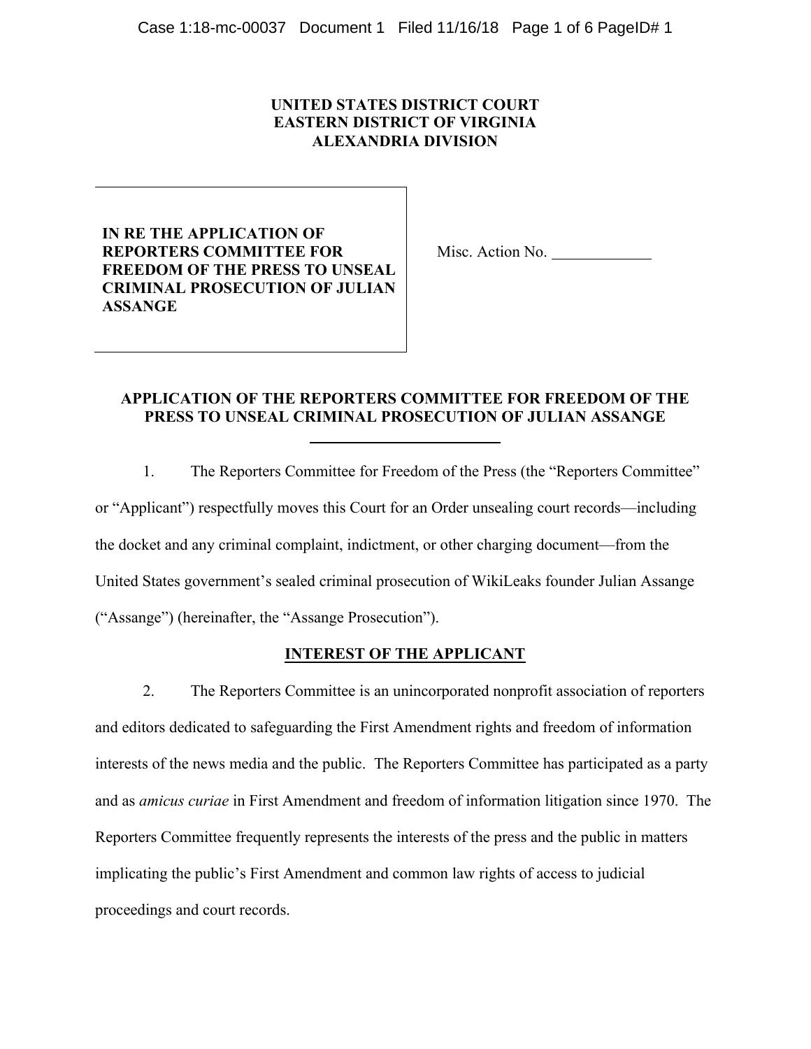**UNITED STATES DISTRICT COURT**
**EASTERN DISTRICT OF VIRGINIA**
**ALEXANDRIA DIVISION**

| | |
|---|---|
| **IN RE THE APPLICATION OF REPORTERS COMMITTEE FOR FREEDOM OF THE PRESS TO UNSEAL CRIMINAL PROSECUTION OF JULIAN ASSANGE** | Misc. Action No. ____________ |

## APPLICATION OF THE REPORTERS COMMITTEE FOR FREEDOM OF THE PRESS TO UNSEAL CRIMINAL PROSECUTION OF JULIAN ASSANGE

1. The Reporters Committee for Freedom of the Press (the "Reporters Committee" or "Applicant") respectfully moves this Court for an Order unsealing court records—including the docket and any criminal complaint, indictment, or other charging document—from the United States government's sealed criminal prosecution of WikiLeaks founder Julian Assange ("Assange") (hereinafter, the "Assange Prosecution").

## INTEREST OF THE APPLICANT

2. The Reporters Committee is an unincorporated nonprofit association of reporters and editors dedicated to safeguarding the First Amendment rights and freedom of information interests of the news media and the public. The Reporters Committee has participated as a party and as *amicus curiae* in First Amendment and freedom of information litigation since 1970. The Reporters Committee frequently represents the interests of the press and the public in matters implicating the public's First Amendment and common law rights of access to judicial proceedings and court records.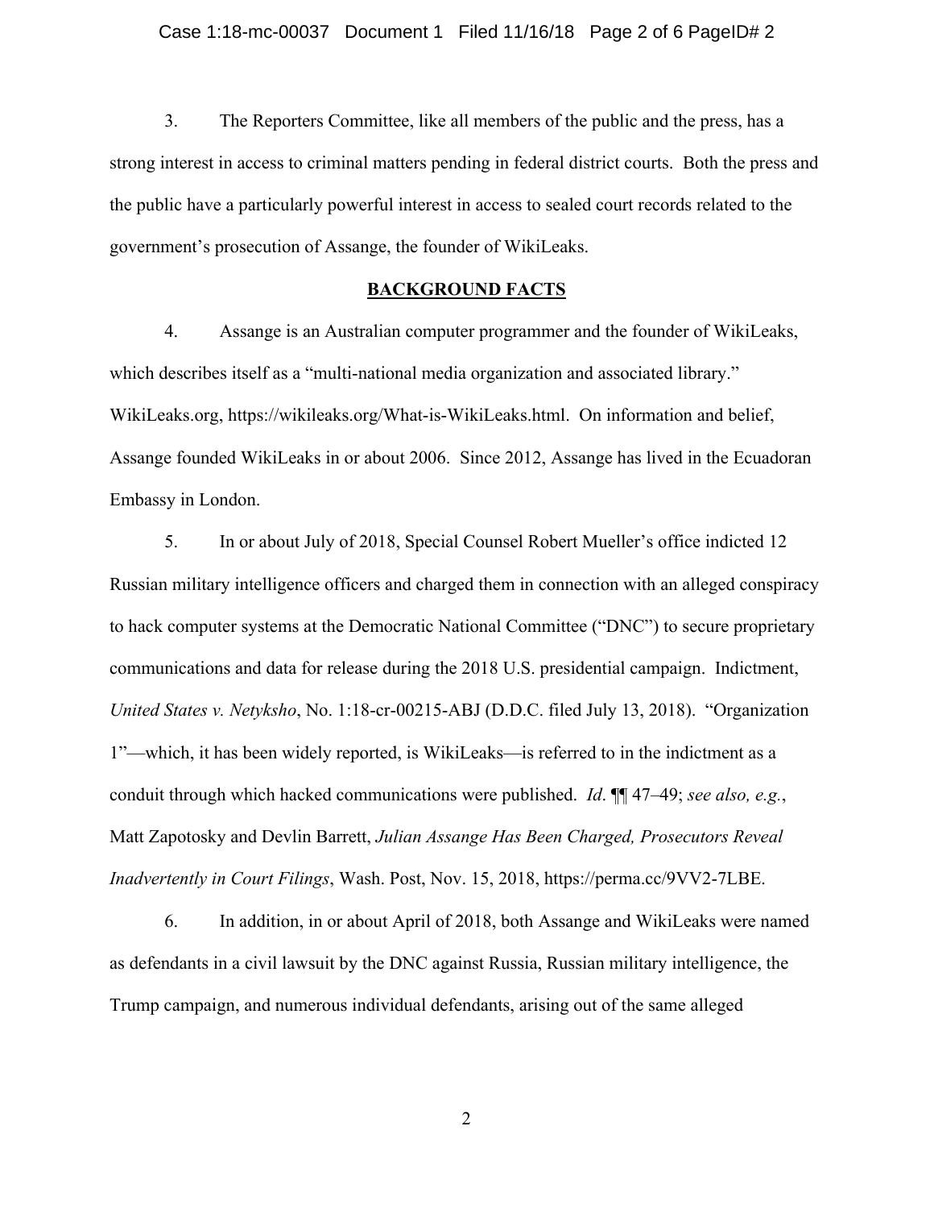3. The Reporters Committee, like all members of the public and the press, has a strong interest in access to criminal matters pending in federal district courts. Both the press and the public have a particularly powerful interest in access to sealed court records related to the government's prosecution of Assange, the founder of WikiLeaks.

## BACKGROUND FACTS

4. Assange is an Australian computer programmer and the founder of WikiLeaks, which describes itself as a "multi-national media organization and associated library." WikiLeaks.org, https://wikileaks.org/What-is-WikiLeaks.html. On information and belief, Assange founded WikiLeaks in or about 2006. Since 2012, Assange has lived in the Ecuadoran Embassy in London.

5. In or about July of 2018, Special Counsel Robert Mueller's office indicted 12 Russian military intelligence officers and charged them in connection with an alleged conspiracy to hack computer systems at the Democratic National Committee ("DNC") to secure proprietary communications and data for release during the 2018 U.S. presidential campaign. Indictment, *United States v. Netyksho*, No. 1:18-cr-00215-ABJ (D.D.C. filed July 13, 2018). "Organization 1"—which, it has been widely reported, is WikiLeaks—is referred to in the indictment as a conduit through which hacked communications were published. *Id*. ¶¶ 47–49; *see also, e.g.*, Matt Zapotosky and Devlin Barrett, *Julian Assange Has Been Charged, Prosecutors Reveal Inadvertently in Court Filings*, Wash. Post, Nov. 15, 2018, https://perma.cc/9VV2-7LBE.

6. In addition, in or about April of 2018, both Assange and WikiLeaks were named as defendants in a civil lawsuit by the DNC against Russia, Russian military intelligence, the Trump campaign, and numerous individual defendants, arising out of the same alleged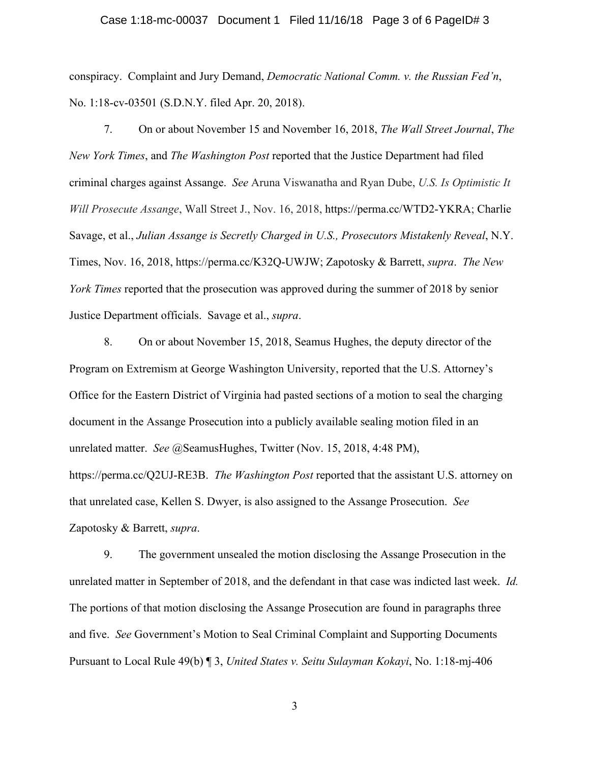conspiracy. Complaint and Jury Demand, *Democratic National Comm. v. the Russian Fed'n*, No. 1:18-cv-03501 (S.D.N.Y. filed Apr. 20, 2018).

7. On or about November 15 and November 16, 2018, *The Wall Street Journal*, *The New York Times*, and *The Washington Post* reported that the Justice Department had filed criminal charges against Assange. *See* Aruna Viswanatha and Ryan Dube, *U.S. Is Optimistic It Will Prosecute Assange*, Wall Street J., Nov. 16, 2018, https://perma.cc/WTD2-YKRA; Charlie Savage, et al., *Julian Assange is Secretly Charged in U.S., Prosecutors Mistakenly Reveal*, N.Y. Times, Nov. 16, 2018, https://perma.cc/K32Q-UWJW; Zapotosky & Barrett, *supra*. *The New York Times* reported that the prosecution was approved during the summer of 2018 by senior Justice Department officials. Savage et al., *supra*.

8. On or about November 15, 2018, Seamus Hughes, the deputy director of the Program on Extremism at George Washington University, reported that the U.S. Attorney's Office for the Eastern District of Virginia had pasted sections of a motion to seal the charging document in the Assange Prosecution into a publicly available sealing motion filed in an unrelated matter. *See* @SeamusHughes, Twitter (Nov. 15, 2018, 4:48 PM), https://perma.cc/Q2UJ-RE3B. *The Washington Post* reported that the assistant U.S. attorney on that unrelated case, Kellen S. Dwyer, is also assigned to the Assange Prosecution. *See* Zapotosky & Barrett, *supra*.

9. The government unsealed the motion disclosing the Assange Prosecution in the unrelated matter in September of 2018, and the defendant in that case was indicted last week. *Id.* The portions of that motion disclosing the Assange Prosecution are found in paragraphs three and five. *See* Government's Motion to Seal Criminal Complaint and Supporting Documents Pursuant to Local Rule 49(b) ¶ 3, *United States v. Seitu Sulayman Kokayi*, No. 1:18-mj-406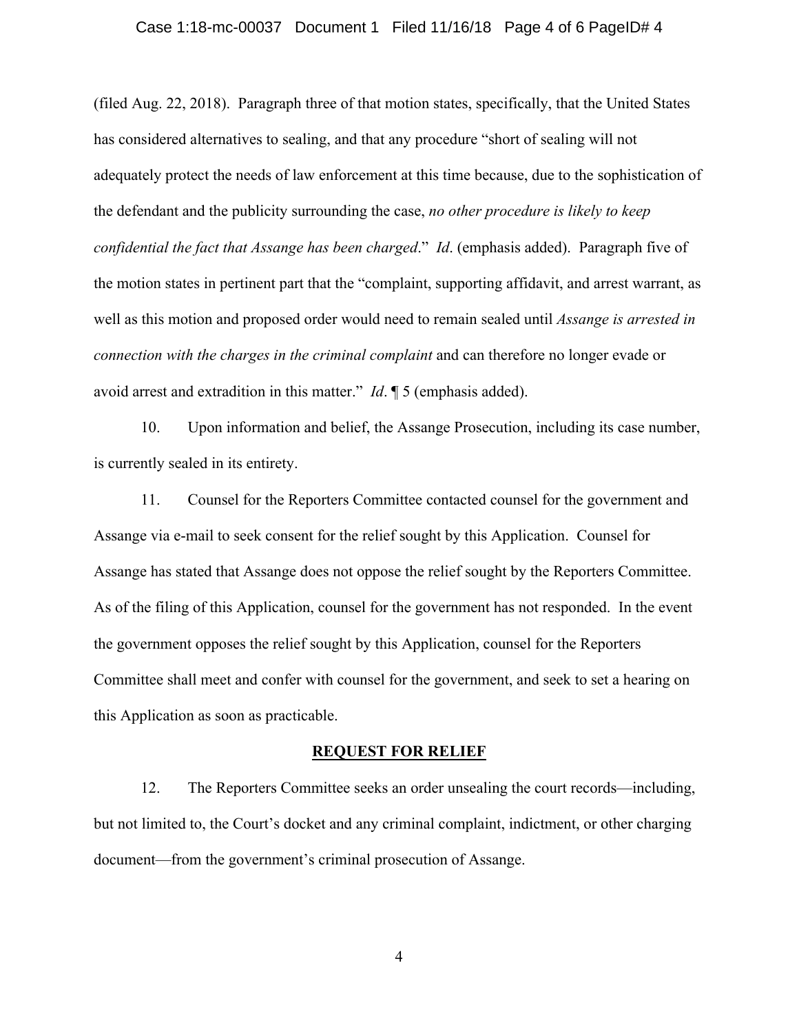(filed Aug. 22, 2018). Paragraph three of that motion states, specifically, that the United States has considered alternatives to sealing, and that any procedure "short of sealing will not adequately protect the needs of law enforcement at this time because, due to the sophistication of the defendant and the publicity surrounding the case, *no other procedure is likely to keep confidential the fact that Assange has been charged*." *Id*. (emphasis added). Paragraph five of the motion states in pertinent part that the "complaint, supporting affidavit, and arrest warrant, as well as this motion and proposed order would need to remain sealed until *Assange is arrested in connection with the charges in the criminal complaint* and can therefore no longer evade or avoid arrest and extradition in this matter." *Id*. ¶ 5 (emphasis added).

10. Upon information and belief, the Assange Prosecution, including its case number, is currently sealed in its entirety.

11. Counsel for the Reporters Committee contacted counsel for the government and Assange via e-mail to seek consent for the relief sought by this Application. Counsel for Assange has stated that Assange does not oppose the relief sought by the Reporters Committee. As of the filing of this Application, counsel for the government has not responded. In the event the government opposes the relief sought by this Application, counsel for the Reporters Committee shall meet and confer with counsel for the government, and seek to set a hearing on this Application as soon as practicable.

## REQUEST FOR RELIEF

12. The Reporters Committee seeks an order unsealing the court records—including, but not limited to, the Court's docket and any criminal complaint, indictment, or other charging document—from the government's criminal prosecution of Assange.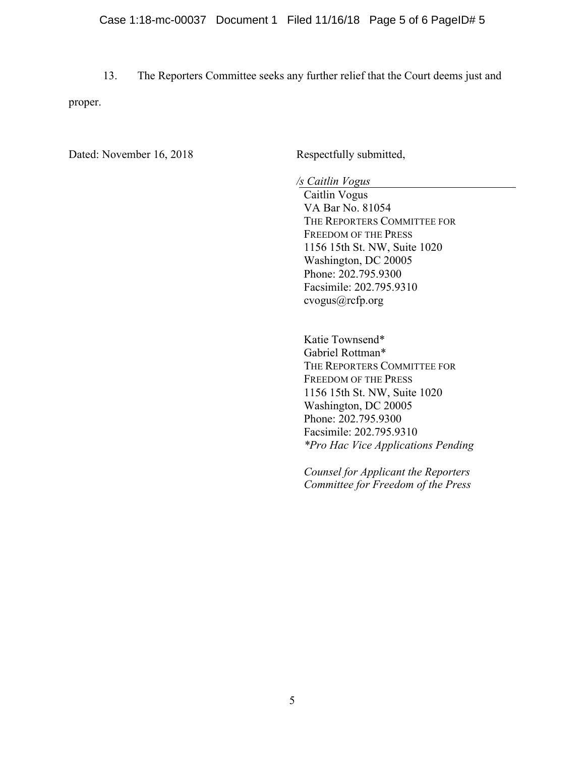13. The Reporters Committee seeks any further relief that the Court deems just and proper.

Dated: November 16, 2018

Respectfully submitted,

*/s Caitlin Vogus*

Caitlin Vogus
VA Bar No. 81054
THE REPORTERS COMMITTEE FOR FREEDOM OF THE PRESS
1156 15th St. NW, Suite 1020
Washington, DC 20005
Phone: 202.795.9300
Facsimile: 202.795.9310
cvogus@rcfp.org

Katie Townsend*
Gabriel Rottman*
THE REPORTERS COMMITTEE FOR FREEDOM OF THE PRESS
1156 15th St. NW, Suite 1020
Washington, DC 20005
Phone: 202.795.9300
Facsimile: 202.795.9310
**Pro Hac Vice Applications Pending*

*Counsel for Applicant the Reporters Committee for Freedom of the Press*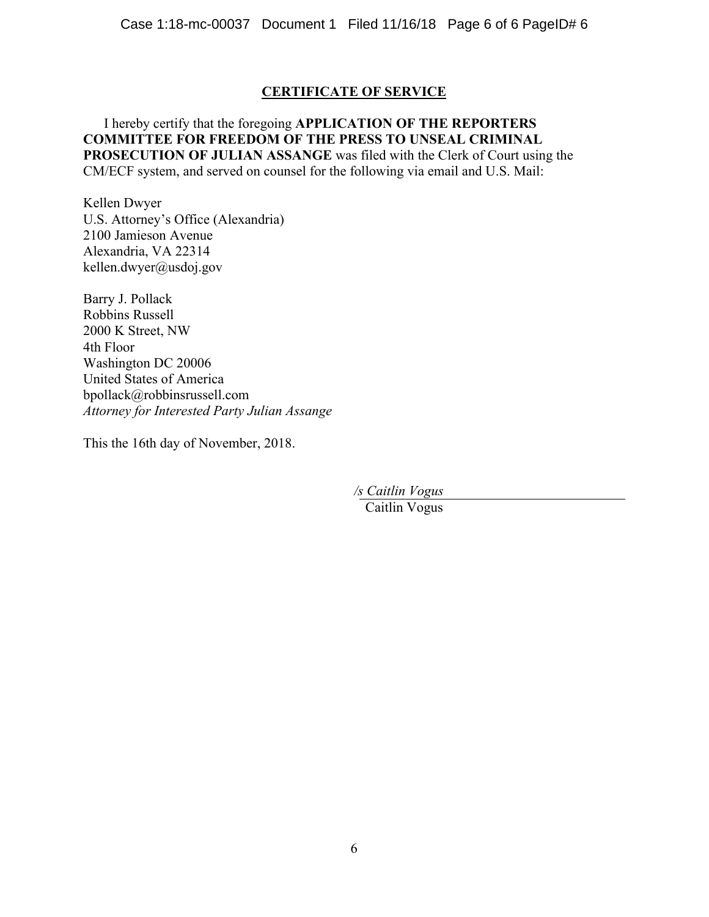## CERTIFICATE OF SERVICE

I hereby certify that the foregoing **APPLICATION OF THE REPORTERS COMMITTEE FOR FREEDOM OF THE PRESS TO UNSEAL CRIMINAL PROSECUTION OF JULIAN ASSANGE** was filed with the Clerk of Court using the CM/ECF system, and served on counsel for the following via email and U.S. Mail:

Kellen Dwyer
U.S. Attorney's Office (Alexandria)
2100 Jamieson Avenue
Alexandria, VA 22314
kellen.dwyer@usdoj.gov

Barry J. Pollack
Robbins Russell
2000 K Street, NW
4th Floor
Washington DC 20006
United States of America
bpollack@robbinsrussell.com
*Attorney for Interested Party Julian Assange*

This the 16th day of November, 2018.

*/s Caitlin Vogus*
Caitlin Vogus